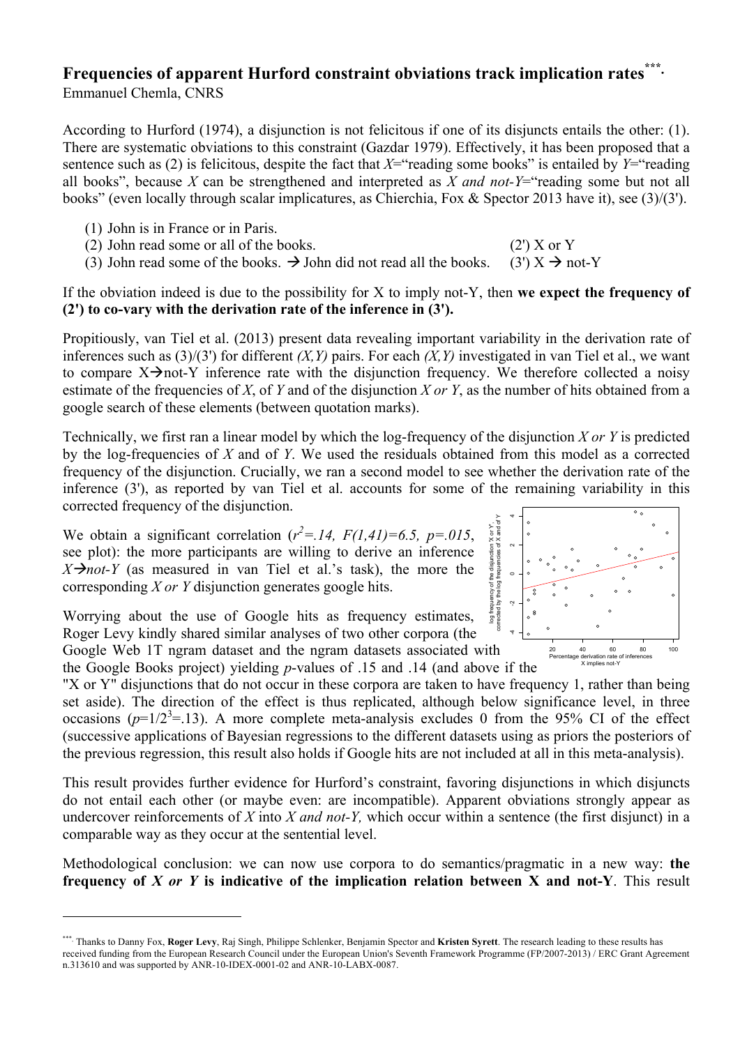# Frequencies of apparent Hurford constraint obviations track implication rates[***]

Emmanuel Chemla, CNRS

According to Hurford (1974), a disjunction is not felicitous if one of its disjuncts entails the other: (1). There are systematic obviations to this constraint (Gazdar 1979). Effectively, it has been proposed that a sentence such as (2) is felicitous, despite the fact that *X*="reading some books" is entailed by *Y*="reading all books", because *X* can be strengthened and interpreted as *X and not-Y*="reading some but not all books" (even locally through scalar implicatures, as Chierchia, Fox & Spector 2013 have it), see (3)/(3').

(1) John is in France or in Paris.
(2) John read some or all of the books. (2') X or Y
(3) John read some of the books. → John did not read all the books. (3') X → not-Y

If the obviation indeed is due to the possibility for X to imply not-Y, then **we expect the frequency of (2') to co-vary with the derivation rate of the inference in (3').**

Propitiously, van Tiel et al. (2013) present data revealing important variability in the derivation rate of inferences such as (3)/(3') for different *(X,Y)* pairs. For each *(X,Y)* investigated in van Tiel et al., we want to compare X→not-Y inference rate with the disjunction frequency. We therefore collected a noisy estimate of the frequencies of *X*, of *Y* and of the disjunction *X or Y*, as the number of hits obtained from a google search of these elements (between quotation marks).

Technically, we first ran a linear model by which the log-frequency of the disjunction *X or Y* is predicted by the log-frequencies of *X* and of *Y*. We used the residuals obtained from this model as a corrected frequency of the disjunction. Crucially, we ran a second model to see whether the derivation rate of the inference (3'), as reported by van Tiel et al. accounts for some of the remaining variability in this corrected frequency of the disjunction.

We obtain a significant correlation ($r^2$*=.14, F(1,41)=6.5, p=.015*, see plot): the more participants are willing to derive an inference *X→not-Y* (as measured in van Tiel et al.'s task), the more the corresponding *X or Y* disjunction generates google hits.

Worrying about the use of Google hits as frequency estimates, Roger Levy kindly shared similar analyses of two other corpora (the Google Web 1T ngram dataset and the ngram datasets associated with the Google Books project) yielding *p*-values of .15 and .14 (and above if the "X or Y" disjunctions that do not occur in these corpora are taken to have frequency 1, rather than being set aside). The direction of the effect is thus replicated, although below significance level, in three occasions ($p=1/2^3=.13$). A more complete meta-analysis excludes 0 from the 95% CI of the effect (successive applications of Bayesian regressions to the different datasets using as priors the posteriors of the previous regression, this result also holds if Google hits are not included at all in this meta-analysis).

This result provides further evidence for Hurford's constraint, favoring disjunctions in which disjuncts do not entail each other (or maybe even: are incompatible). Apparent obviations strongly appear as undercover reinforcements of *X* into *X and not-Y,* which occur within a sentence (the first disjunct) in a comparable way as they occur at the sentential level.

Methodological conclusion: we can now use corpora to do semantics/pragmatic in a new way: **the frequency of *X or Y* is indicative of the implication relation between X and not-Y**. This result

---

[***] Thanks to Danny Fox, **Roger Levy**, Raj Singh, Philippe Schlenker, Benjamin Spector and **Kristen Syrett**. The research leading to these results has received funding from the European Research Council under the European Union's Seventh Framework Programme (FP/2007-2013) / ERC Grant Agreement n.313610 and was supported by ANR-10-IDEX-0001-02 and ANR-10-LABX-0087.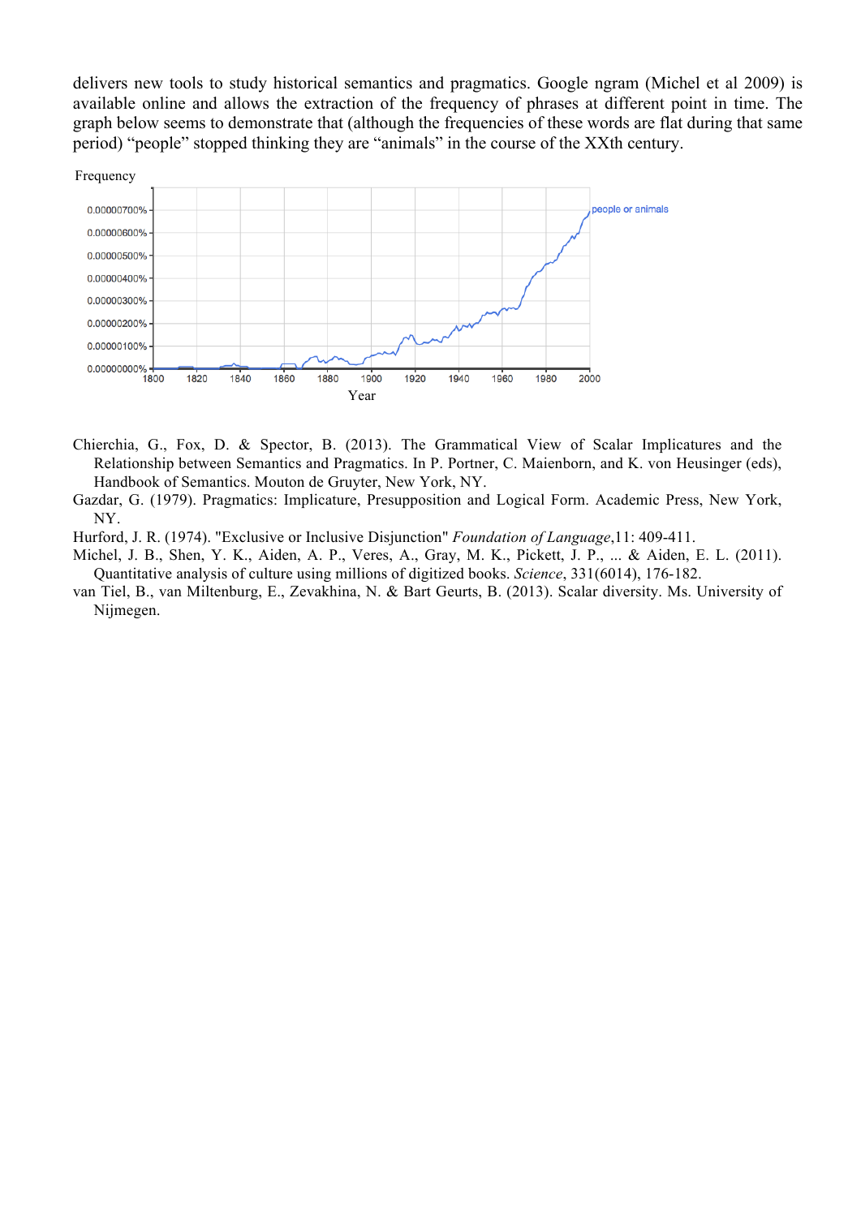delivers new tools to study historical semantics and pragmatics. Google ngram (Michel et al 2009) is available online and allows the extraction of the frequency of phrases at different point in time. The graph below seems to demonstrate that (although the frequencies of these words are flat during that same period) "people" stopped thinking they are "animals" in the course of the XXth century.

Frequency

0.00000700%
0.00000600%
0.00000500%
0.00000400%
0.00000300%
0.00000200%
0.00000100%
0.00000000%

1800 1820 1840 1860 1880 1900 1920 1940 1960 1980 2000

Year

people or animals

Chierchia, G., Fox, D. & Spector, B. (2013). The Grammatical View of Scalar Implicatures and the Relationship between Semantics and Pragmatics. In P. Portner, C. Maienborn, and K. von Heusinger (eds), Handbook of Semantics. Mouton de Gruyter, New York, NY.

Gazdar, G. (1979). Pragmatics: Implicature, Presupposition and Logical Form. Academic Press, New York, NY.

Hurford, J. R. (1974). "Exclusive or Inclusive Disjunction" *Foundation of Language*,11: 409-411.

Michel, J. B., Shen, Y. K., Aiden, A. P., Veres, A., Gray, M. K., Pickett, J. P., ... & Aiden, E. L. (2011). Quantitative analysis of culture using millions of digitized books. *Science*, 331(6014), 176-182.

van Tiel, B., van Miltenburg, E., Zevakhina, N. & Bart Geurts, B. (2013). Scalar diversity. Ms. University of Nijmegen.